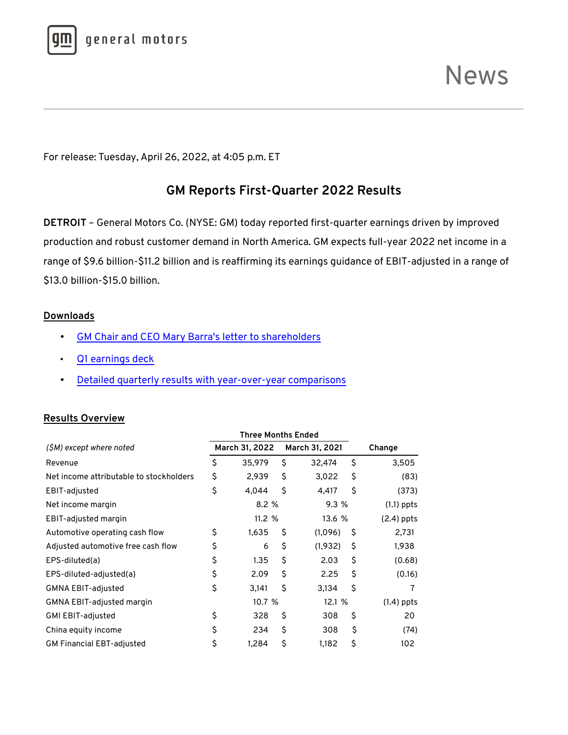general motors

# News

For release: Tuesday, April 26, 2022, at 4:05 p.m. ET

## GM Reports First-Quarter 2022 Results

**DETROIT** – General Motors Co. (NYSE: GM) today reported first-quarter earnings driven by improved production and robust customer demand in North America. GM expects full-year 2022 net income in a range of $9.6 billion-$11.2 billion and is reaffirming its earnings guidance of EBIT-adjusted in a range of $13.0 billion-$15.0 billion.

### Downloads

- GM Chair and CEO Mary Barra's letter to shareholders
- Q1 earnings deck
- Detailed quarterly results with year-over-year comparisons

### Results Overview

| | Three Months Ended | | |
|---|---|---|---|
| *($M) except where noted* | March 31, 2022 | March 31, 2021 | Change |
| Revenue | $ 35,979 | $ 32,474 | $ 3,505 |
| Net income attributable to stockholders | $ 2,939 | $ 3,022 | $ (83) |
| EBIT-adjusted | $ 4,044 | $ 4,417 | $ (373) |
| Net income margin | 8.2 % | 9.3 % | (1.1) ppts |
| EBIT-adjusted margin | 11.2 % | 13.6 % | (2.4) ppts |
| Automotive operating cash flow | $ 1,635 | $ (1,096) | $ 2,731 |
| Adjusted automotive free cash flow | $ 6 | $ (1,932) | $ 1,938 |
| EPS-diluted(a) | $ 1.35 | $ 2.03 | $ (0.68) |
| EPS-diluted-adjusted(a) | $ 2.09 | $ 2.25 | $ (0.16) |
| GMNA EBIT-adjusted | $ 3,141 | $ 3,134 | $ 7 |
| GMNA EBIT-adjusted margin | 10.7 % | 12.1 % | (1.4) ppts |
| GMI EBIT-adjusted | $ 328 | $ 308 | $ 20 |
| China equity income | $ 234 | $ 308 | $ (74) |
| GM Financial EBT-adjusted | $ 1,284 | $ 1,182 | $ 102 |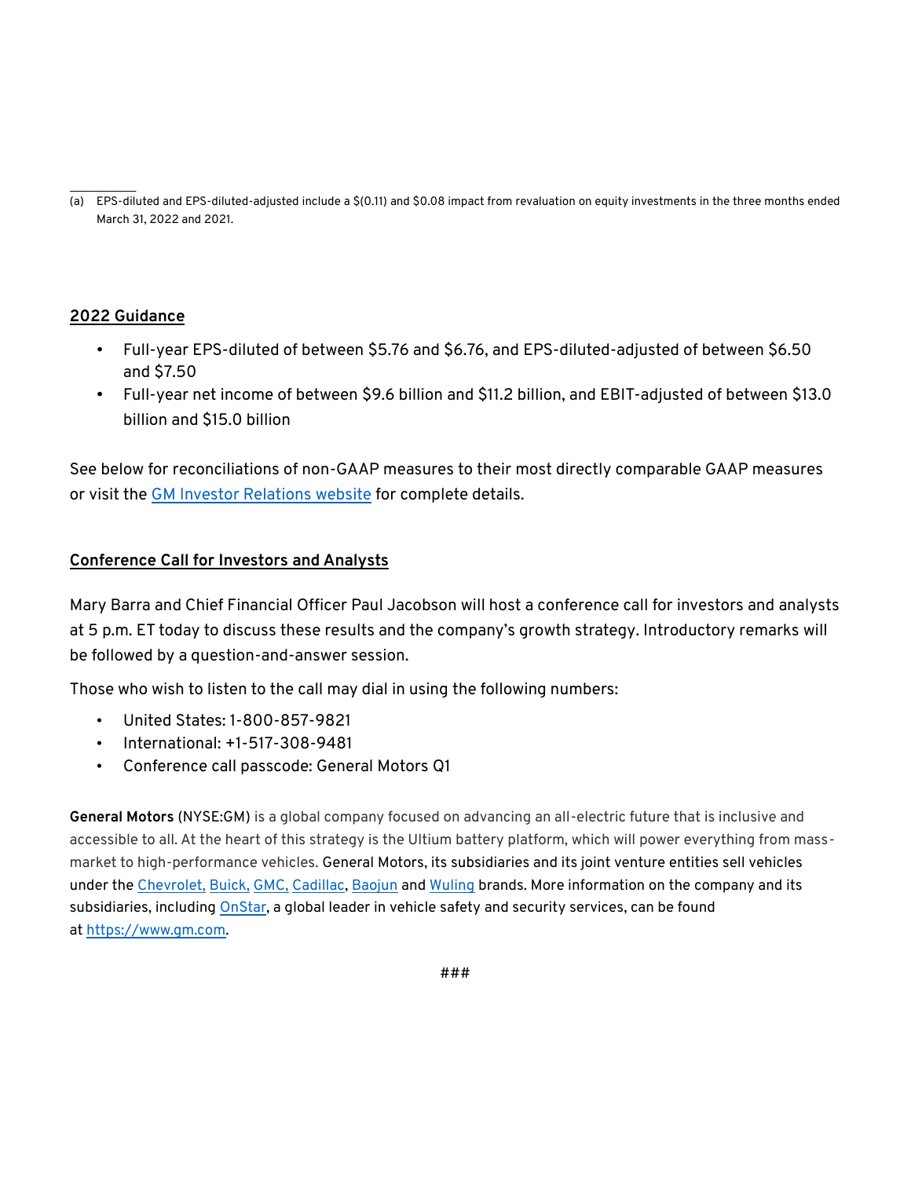(a) EPS-diluted and EPS-diluted-adjusted include a $(0.11) and $0.08 impact from revaluation on equity investments in the three months ended March 31, 2022 and 2021.

## 2022 Guidance

- Full-year EPS-diluted of between $5.76 and $6.76, and EPS-diluted-adjusted of between $6.50 and $7.50
- Full-year net income of between $9.6 billion and $11.2 billion, and EBIT-adjusted of between $13.0 billion and $15.0 billion

See below for reconciliations of non-GAAP measures to their most directly comparable GAAP measures or visit the GM Investor Relations website for complete details.

## Conference Call for Investors and Analysts

Mary Barra and Chief Financial Officer Paul Jacobson will host a conference call for investors and analysts at 5 p.m. ET today to discuss these results and the company's growth strategy. Introductory remarks will be followed by a question-and-answer session.

Those who wish to listen to the call may dial in using the following numbers:

- United States: 1-800-857-9821
- International: +1-517-308-9481
- Conference call passcode: General Motors Q1

**General Motors** (NYSE:GM) is a global company focused on advancing an all-electric future that is inclusive and accessible to all. At the heart of this strategy is the Ultium battery platform, which will power everything from mass-market to high-performance vehicles. General Motors, its subsidiaries and its joint venture entities sell vehicles under the Chevrolet, Buick, GMC, Cadillac, Baojun and Wuling brands. More information on the company and its subsidiaries, including OnStar, a global leader in vehicle safety and security services, can be found at https://www.gm.com.

###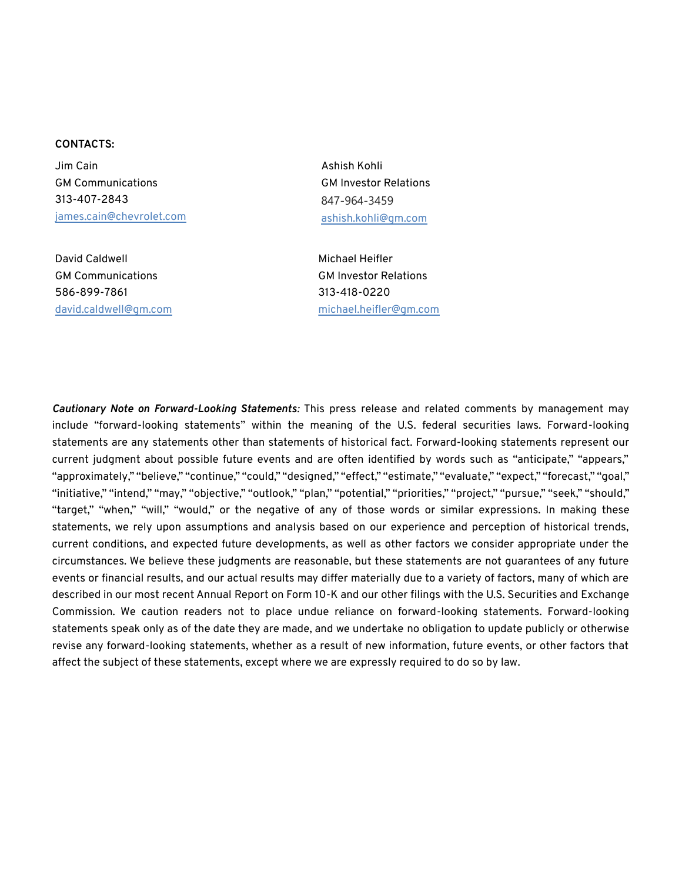**CONTACTS:**

Jim Cain
GM Communications
313-407-2843
james.cain@chevrolet.com

Ashish Kohli
GM Investor Relations
847-964-3459
ashish.kohli@gm.com

David Caldwell
GM Communications
586-899-7861
david.caldwell@gm.com

Michael Heifler
GM Investor Relations
313-418-0220
michael.heifler@gm.com

***Cautionary Note on Forward-Looking Statements:*** This press release and related comments by management may include "forward-looking statements" within the meaning of the U.S. federal securities laws. Forward-looking statements are any statements other than statements of historical fact. Forward-looking statements represent our current judgment about possible future events and are often identified by words such as "anticipate," "appears," "approximately," "believe," "continue," "could," "designed," "effect," "estimate," "evaluate," "expect," "forecast," "goal," "initiative," "intend," "may," "objective," "outlook," "plan," "potential," "priorities," "project," "pursue," "seek," "should," "target," "when," "will," "would," or the negative of any of those words or similar expressions. In making these statements, we rely upon assumptions and analysis based on our experience and perception of historical trends, current conditions, and expected future developments, as well as other factors we consider appropriate under the circumstances. We believe these judgments are reasonable, but these statements are not guarantees of any future events or financial results, and our actual results may differ materially due to a variety of factors, many of which are described in our most recent Annual Report on Form 10-K and our other filings with the U.S. Securities and Exchange Commission. We caution readers not to place undue reliance on forward-looking statements. Forward-looking statements speak only as of the date they are made, and we undertake no obligation to update publicly or otherwise revise any forward-looking statements, whether as a result of new information, future events, or other factors that affect the subject of these statements, except where we are expressly required to do so by law.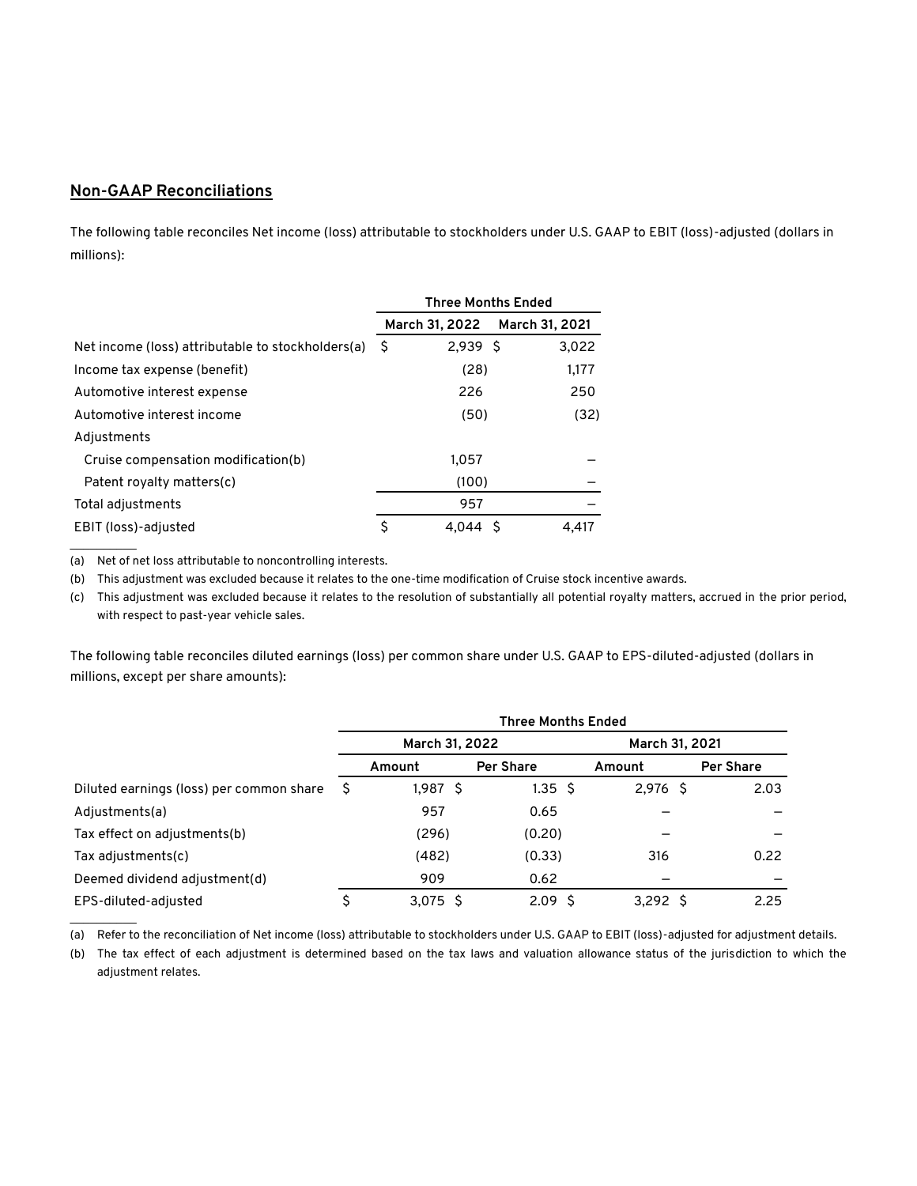## Non-GAAP Reconciliations

The following table reconciles Net income (loss) attributable to stockholders under U.S. GAAP to EBIT (loss)-adjusted (dollars in millions):

| | Three Months Ended | |
|---|---|---|
| | March 31, 2022 | March 31, 2021 |
| Net income (loss) attributable to stockholders(a) | $ 2,939 | $ 3,022 |
| Income tax expense (benefit) | (28) | 1,177 |
| Automotive interest expense | 226 | 250 |
| Automotive interest income | (50) | (32) |
| Adjustments | | |
| Cruise compensation modification(b) | 1,057 | — |
| Patent royalty matters(c) | (100) | — |
| Total adjustments | 957 | — |
| EBIT (loss)-adjusted | $ 4,044 | $ 4,417 |

(a) Net of net loss attributable to noncontrolling interests.

(b) This adjustment was excluded because it relates to the one-time modification of Cruise stock incentive awards.

(c) This adjustment was excluded because it relates to the resolution of substantially all potential royalty matters, accrued in the prior period, with respect to past-year vehicle sales.

The following table reconciles diluted earnings (loss) per common share under U.S. GAAP to EPS-diluted-adjusted (dollars in millions, except per share amounts):

| | Three Months Ended | | | |
|---|---|---|---|---|
| | March 31, 2022 | | March 31, 2021 | |
| | Amount | Per Share | Amount | Per Share |
| Diluted earnings (loss) per common share | $ 1,987 | $ 1.35 | $ 2,976 | $ 2.03 |
| Adjustments(a) | 957 | 0.65 | — | — |
| Tax effect on adjustments(b) | (296) | (0.20) | — | — |
| Tax adjustments(c) | (482) | (0.33) | 316 | 0.22 |
| Deemed dividend adjustment(d) | 909 | 0.62 | — | — |
| EPS-diluted-adjusted | $ 3,075 | $ 2.09 | $ 3,292 | $ 2.25 |

(a) Refer to the reconciliation of Net income (loss) attributable to stockholders under U.S. GAAP to EBIT (loss)-adjusted for adjustment details.

(b) The tax effect of each adjustment is determined based on the tax laws and valuation allowance status of the jurisdiction to which the adjustment relates.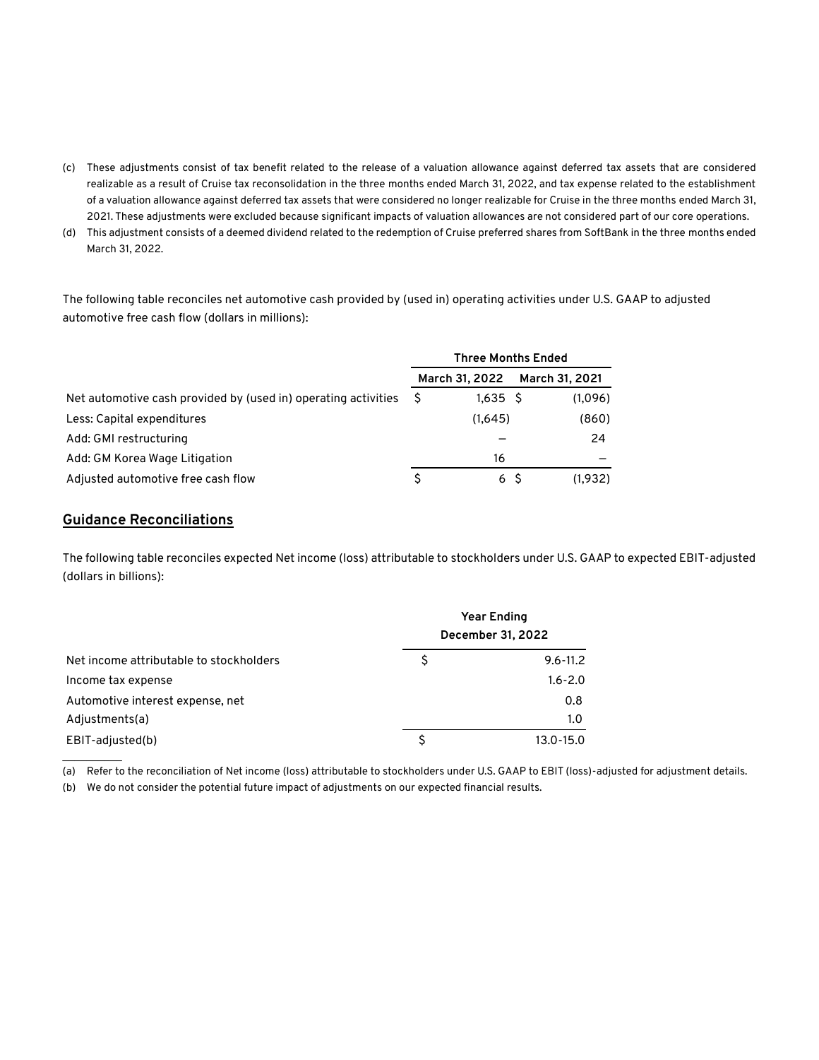(c) These adjustments consist of tax benefit related to the release of a valuation allowance against deferred tax assets that are considered realizable as a result of Cruise tax reconsolidation in the three months ended March 31, 2022, and tax expense related to the establishment of a valuation allowance against deferred tax assets that were considered no longer realizable for Cruise in the three months ended March 31, 2021. These adjustments were excluded because significant impacts of valuation allowances are not considered part of our core operations.

(d) This adjustment consists of a deemed dividend related to the redemption of Cruise preferred shares from SoftBank in the three months ended March 31, 2022.

The following table reconciles net automotive cash provided by (used in) operating activities under U.S. GAAP to adjusted automotive free cash flow (dollars in millions):

| | Three Months Ended | |
|---|---|---|
| | March 31, 2022 | March 31, 2021 |
| Net automotive cash provided by (used in) operating activities | $ 1,635 | $ (1,096) |
| Less: Capital expenditures | (1,645) | (860) |
| Add: GMI restructuring | — | 24 |
| Add: GM Korea Wage Litigation | 16 | — |
| Adjusted automotive free cash flow | $ 6 | $ (1,932) |

## Guidance Reconciliations

The following table reconciles expected Net income (loss) attributable to stockholders under U.S. GAAP to expected EBIT-adjusted (dollars in billions):

| | Year Ending December 31, 2022 |
|---|---|
| Net income attributable to stockholders | $ 9.6-11.2 |
| Income tax expense | 1.6-2.0 |
| Automotive interest expense, net | 0.8 |
| Adjustments(a) | 1.0 |
| EBIT-adjusted(b) | $ 13.0-15.0 |

(a) Refer to the reconciliation of Net income (loss) attributable to stockholders under U.S. GAAP to EBIT (loss)-adjusted for adjustment details.

(b) We do not consider the potential future impact of adjustments on our expected financial results.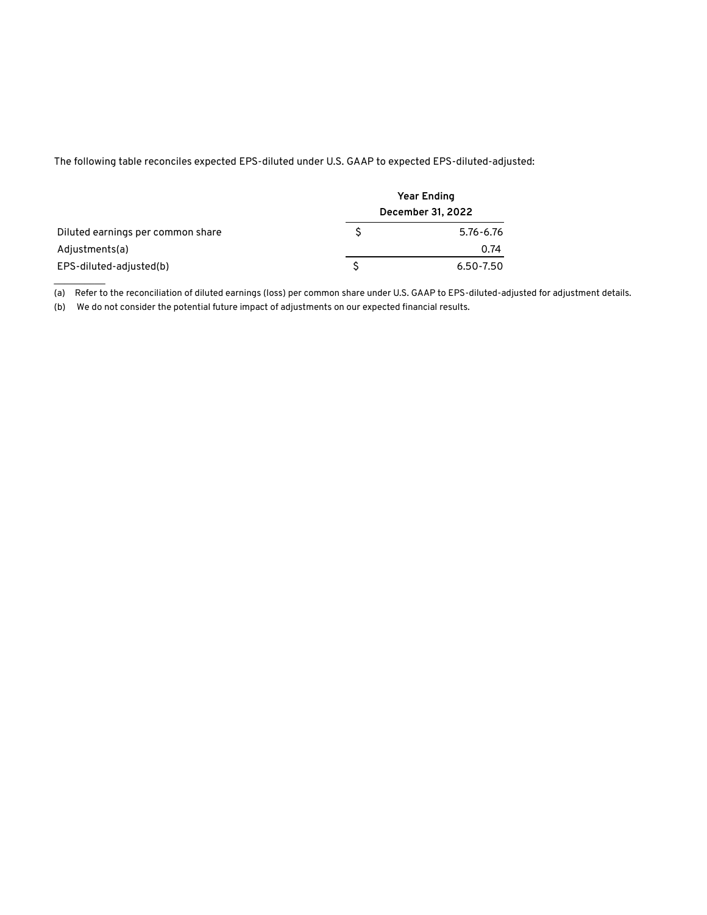The following table reconciles expected EPS-diluted under U.S. GAAP to expected EPS-diluted-adjusted:

| | | Year Ending December 31, 2022 |
|---|---|---|
| Diluted earnings per common share | $ | 5.76-6.76 |
| Adjustments(a) | | 0.74 |
| EPS-diluted-adjusted(b) | $ | 6.50-7.50 |

(a) Refer to the reconciliation of diluted earnings (loss) per common share under U.S. GAAP to EPS-diluted-adjusted for adjustment details.

(b) We do not consider the potential future impact of adjustments on our expected financial results.